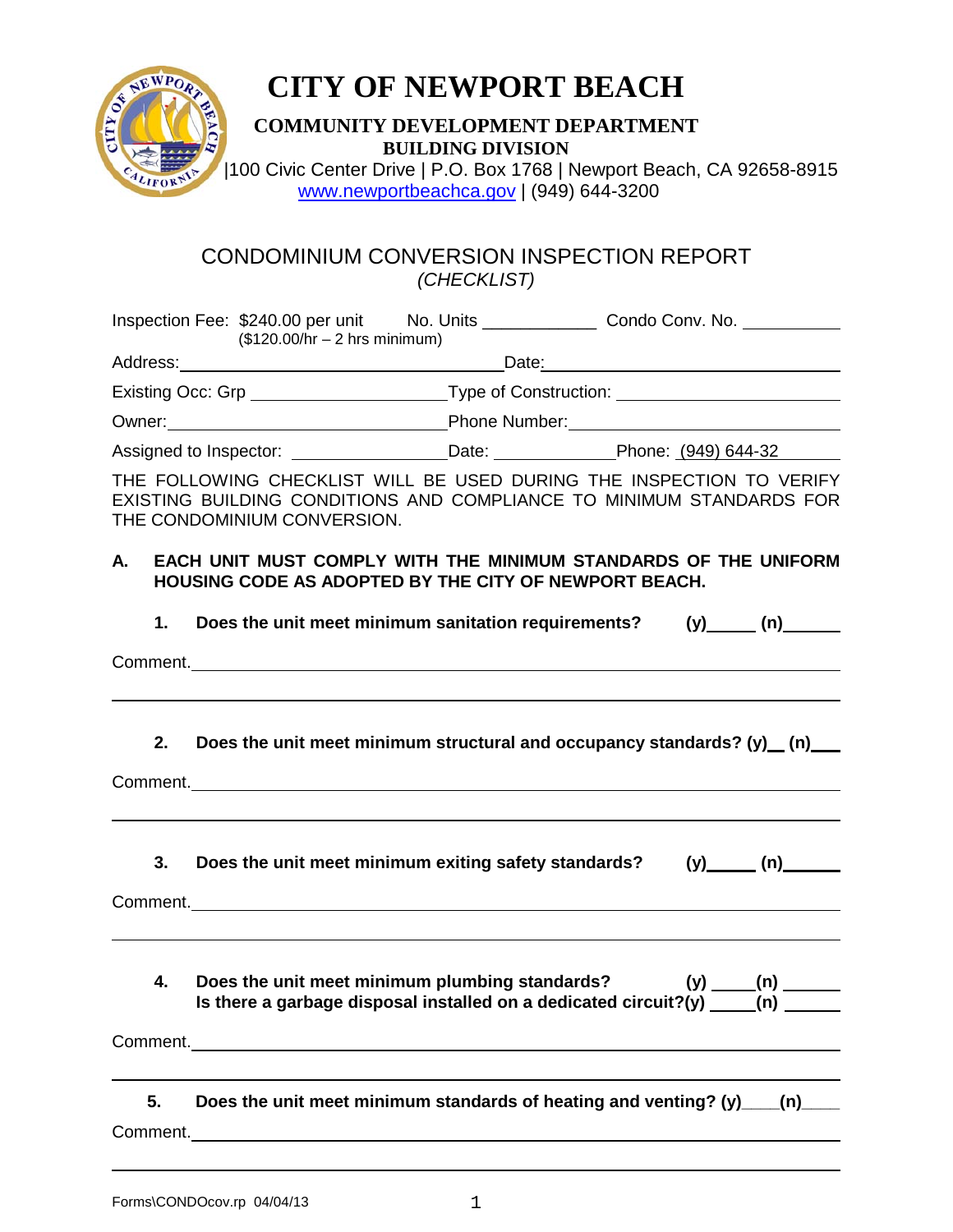# CITY OF NEWPORT BEACH

**COMMUNITY DEVELOPMENT DEPARTMENT**
**BUILDING DIVISION**
|100 Civic Center Drive | P.O. Box 1768 | Newport Beach, CA 92658-8915
www.newportbeachca.gov | (949) 644-3200

## CONDOMINIUM CONVERSION INSPECTION REPORT
*(CHECKLIST)*

Inspection Fee: $240.00 per unit ($120.00/hr – 2 hrs minimum) No. Units ____________ Condo Conv. No. __________

Address: ______________________________ Date: ______________________________

Existing Occ: Grp ____________________ Type of Construction: ______________________

Owner: ____________________________ Phone Number: __________________________

Assigned to Inspector: ________________ Date: ____________ Phone: (949) 644-32______

THE FOLLOWING CHECKLIST WILL BE USED DURING THE INSPECTION TO VERIFY EXISTING BUILDING CONDITIONS AND COMPLIANCE TO MINIMUM STANDARDS FOR THE CONDOMINIUM CONVERSION.

**A. EACH UNIT MUST COMPLY WITH THE MINIMUM STANDARDS OF THE UNIFORM HOUSING CODE AS ADOPTED BY THE CITY OF NEWPORT BEACH.**

**1. Does the unit meet minimum sanitation requirements? (y)_____ (n)______**

Comment. ______________________________________________________________

______________________________________________________________________

**2. Does the unit meet minimum structural and occupancy standards? (y)__ (n)___**

Comment. ______________________________________________________________

______________________________________________________________________

**3. Does the unit meet minimum exiting safety standards? (y)_____ (n)______**

Comment. ______________________________________________________________

______________________________________________________________________

**4. Does the unit meet minimum plumbing standards? (y) _____(n) ______**
**Is there a garbage disposal installed on a dedicated circuit?(y) _____(n) ______**

Comment. ______________________________________________________________

______________________________________________________________________

**5. Does the unit meet minimum standards of heating and venting? (y)____(n)____**

Comment. ______________________________________________________________

______________________________________________________________________

Forms\CONDOcov.rp 04/04/13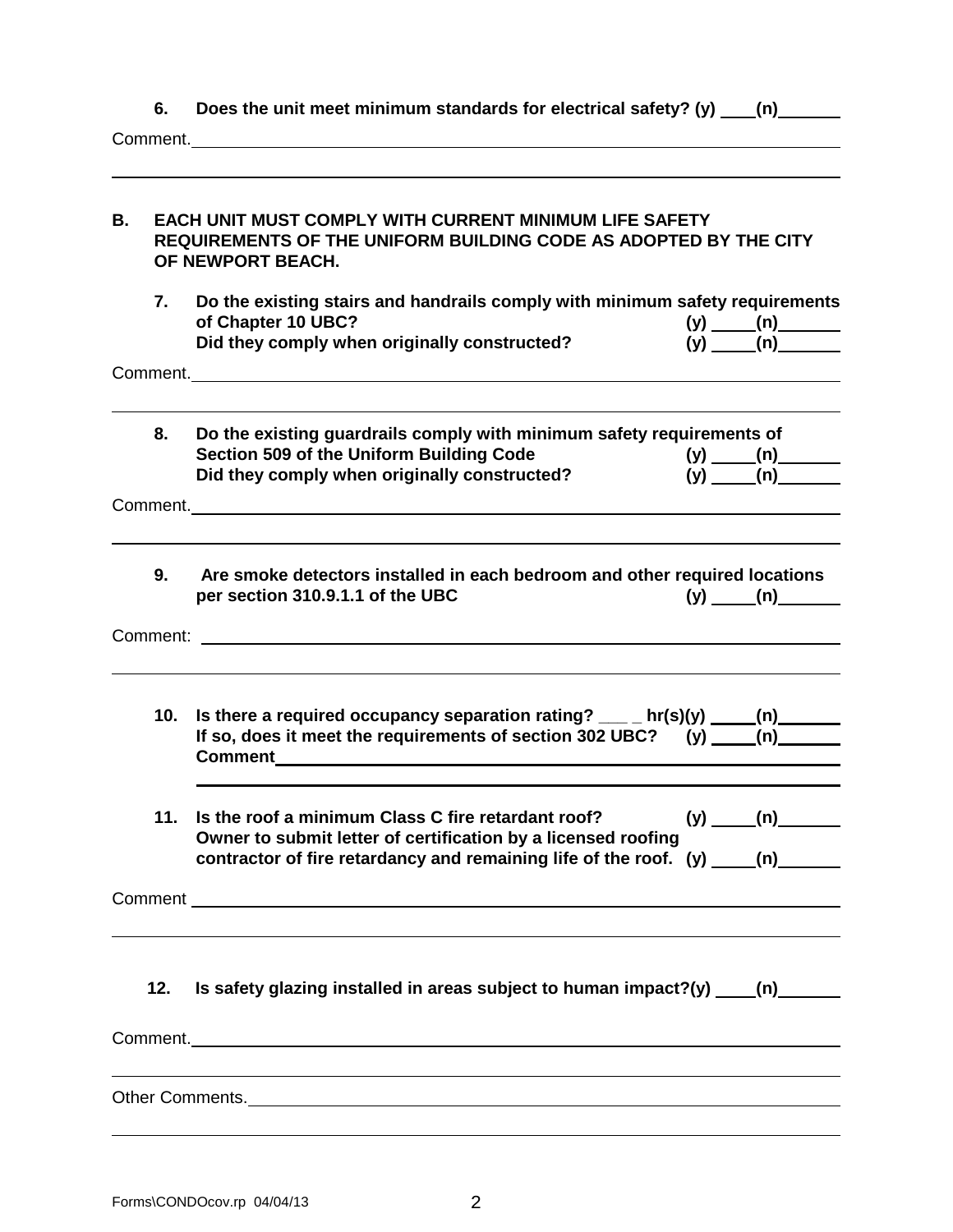**6. Does the unit meet minimum standards for electrical safety? (y) ____(n)______**

Comment.______________________________________________________________________

______________________________________________________________________________

**B. EACH UNIT MUST COMPLY WITH CURRENT MINIMUM LIFE SAFETY REQUIREMENTS OF THE UNIFORM BUILDING CODE AS ADOPTED BY THE CITY OF NEWPORT BEACH.**

**7. Do the existing stairs and handrails comply with minimum safety requirements of Chapter 10 UBC? (y) _____(n)_______**
**Did they comply when originally constructed? (y) _____(n)_______**

Comment.______________________________________________________________________

______________________________________________________________________________

**8. Do the existing guardrails comply with minimum safety requirements of Section 509 of the Uniform Building Code (y) _____(n)_______**
**Did they comply when originally constructed? (y) _____(n)_______**

Comment.______________________________________________________________________

______________________________________________________________________________

**9. Are smoke detectors installed in each bedroom and other required locations per section 310.9.1.1 of the UBC (y) _____(n)_______**

Comment: ______________________________________________________________________

______________________________________________________________________________

**10. Is there a required occupancy separation rating? ___ _ hr(s)(y) _____(n)_______**
**If so, does it meet the requirements of section 302 UBC? (y) _____(n)_______**
**Comment**______________________________________________________________________

______________________________________________________________________________

**11. Is the roof a minimum Class C fire retardant roof? (y) _____(n)_______**
**Owner to submit letter of certification by a licensed roofing contractor of fire retardancy and remaining life of the roof. (y) _____(n)_______**

Comment ______________________________________________________________________

______________________________________________________________________________

**12. Is safety glazing installed in areas subject to human impact?(y) ____(n)______**

Comment.______________________________________________________________________

______________________________________________________________________________

Other Comments.________________________________________________________________

______________________________________________________________________________

Forms\CONDOcov.rp 04/04/13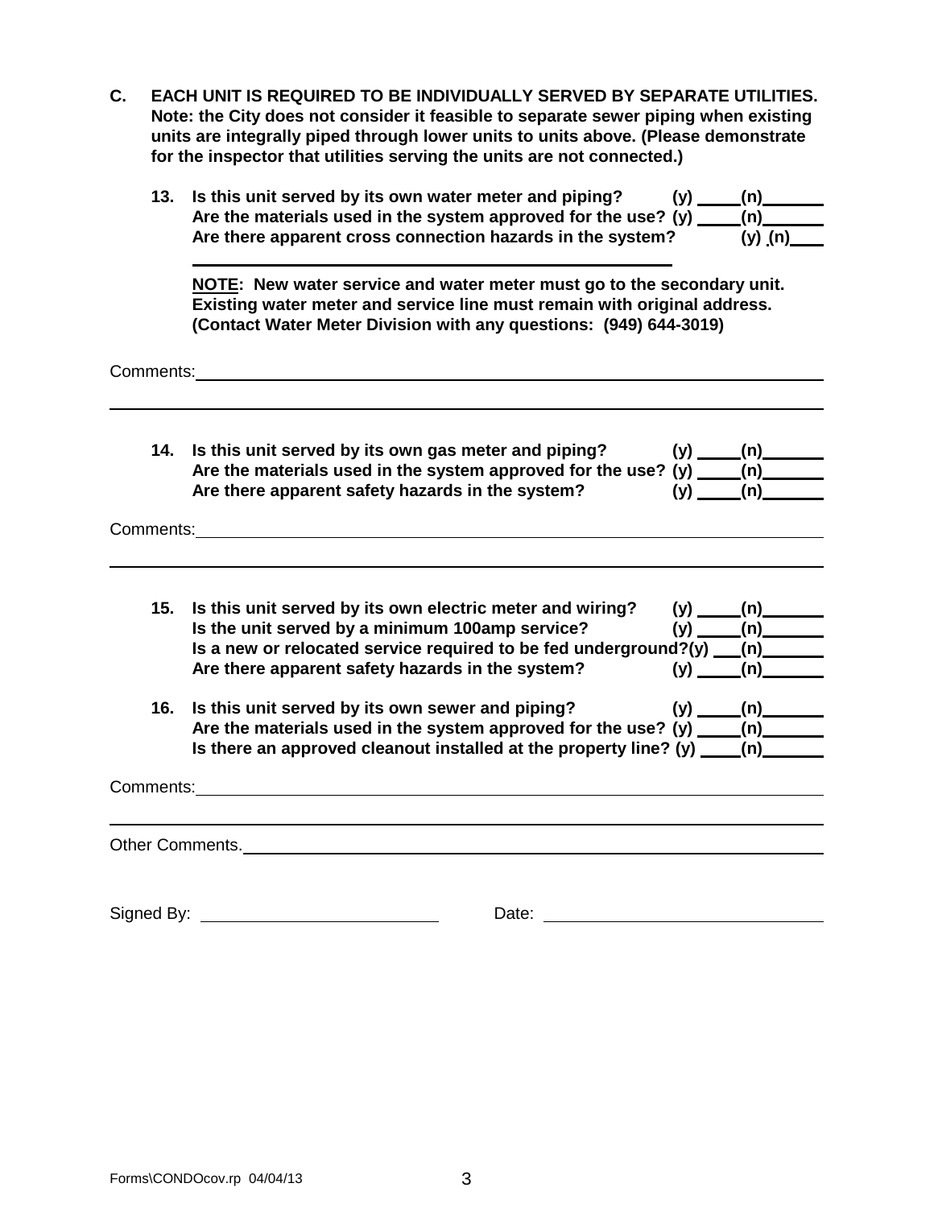**C. EACH UNIT IS REQUIRED TO BE INDIVIDUALLY SERVED BY SEPARATE UTILITIES. Note: the City does not consider it feasible to separate sewer piping when existing units are integrally piped through lower units to units above. (Please demonstrate for the inspector that utilities serving the units are not connected.)**

**13. Is this unit served by its own water meter and piping? (y) _____ (n) _______**
**Are the materials used in the system approved for the use? (y) _____ (n) _______**
**Are there apparent cross connection hazards in the system? (y) (n) ____**

**NOTE: New water service and water meter must go to the secondary unit. Existing water meter and service line must remain with original address. (Contact Water Meter Division with any questions: (949) 644-3019)**

Comments: ____________________________________________________________

______________________________________________________________________

**14. Is this unit served by its own gas meter and piping? (y) _____ (n) _______**
**Are the materials used in the system approved for the use? (y) _____ (n) _______**
**Are there apparent safety hazards in the system? (y) _____ (n) _______**

Comments: ____________________________________________________________

______________________________________________________________________

**15. Is this unit served by its own electric meter and wiring? (y) _____ (n) _______**
**Is the unit served by a minimum 100amp service? (y) _____ (n) _______**
**Is a new or relocated service required to be fed underground?(y) ___ (n) _______**
**Are there apparent safety hazards in the system? (y) _____ (n) _______**

**16. Is this unit served by its own sewer and piping? (y) _____ (n) _______**
**Are the materials used in the system approved for the use? (y) _____ (n) _______**
**Is there an approved cleanout installed at the property line? (y) _____ (n) _______**

Comments: ____________________________________________________________

______________________________________________________________________

Other Comments. _______________________________________________________

Signed By: __________________________ Date: ______________________________

Forms\CONDOcov.rp 04/04/13